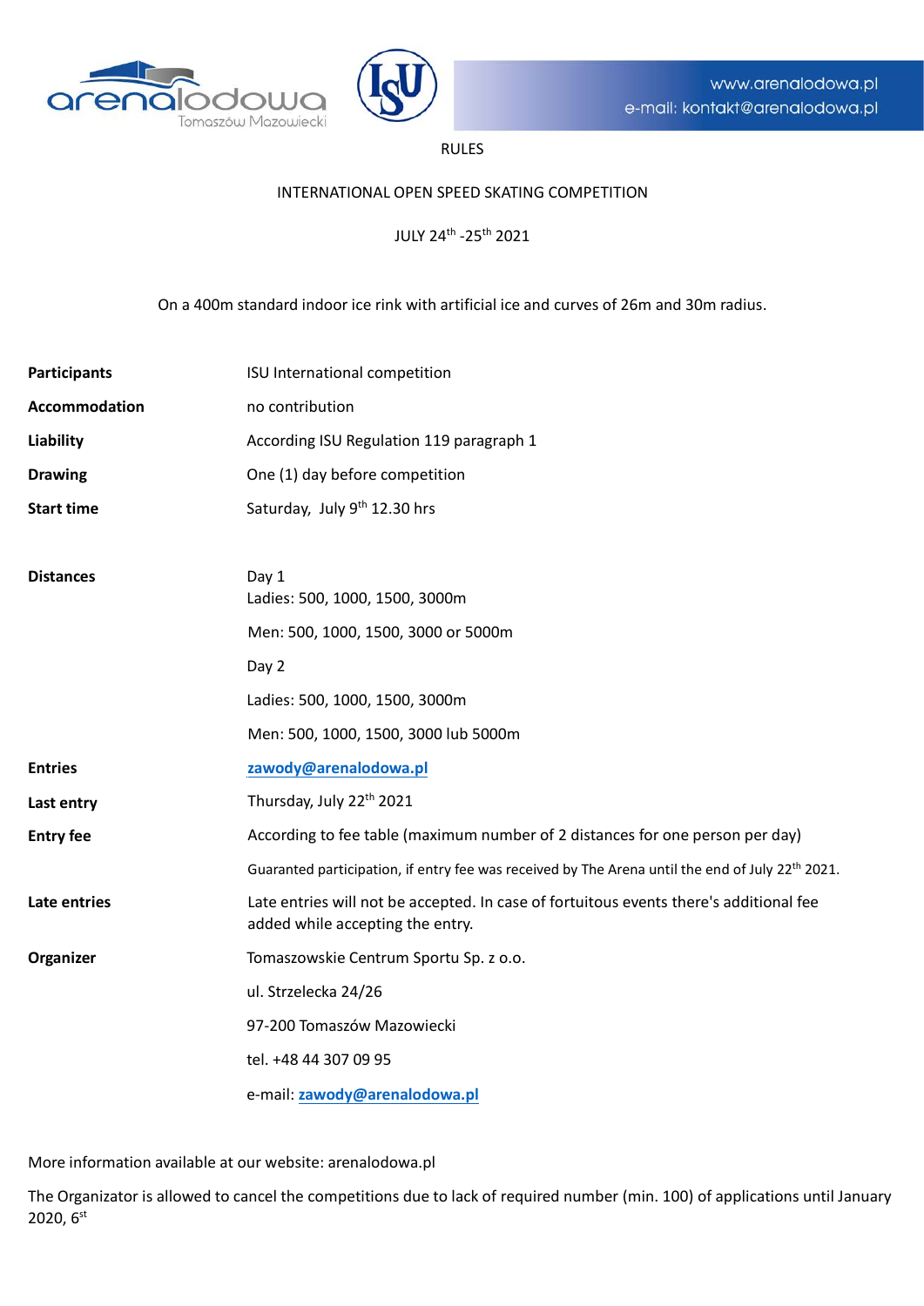www.arenalodowa.pl
e-mail: kontakt@arenalodowa.pl

RULES

INTERNATIONAL OPEN SPEED SKATING COMPETITION

JULY 24th -25th 2021

On a 400m standard indoor ice rink with artificial ice and curves of 26m and 30m radius.

| | |
|---|---|
| **Participants** | ISU International competition |
| **Accommodation** | no contribution |
| **Liability** | According ISU Regulation 119 paragraph 1 |
| **Drawing** | One (1) day before competition |
| **Start time** | Saturday, July 9th 12.30 hrs |
| | |
| **Distances** | Day 1<br>Ladies: 500, 1000, 1500, 3000m |
| | Men: 500, 1000, 1500, 3000 or 5000m |
| | Day 2 |
| | Ladies: 500, 1000, 1500, 3000m |
| | Men: 500, 1000, 1500, 3000 lub 5000m |
| **Entries** | zawody@arenalodowa.pl |
| **Last entry** | Thursday, July 22th 2021 |
| **Entry fee** | According to fee table (maximum number of 2 distances for one person per day) |
| | Guaranteed participation, if entry fee was received by The Arena until the end of July 22th 2021. |
| **Late entries** | Late entries will not be accepted. In case of fortuitous events there's additional fee added while accepting the entry. |
| **Organizer** | Tomaszowskie Centrum Sportu Sp. z o.o. |
| | ul. Strzelecka 24/26 |
| | 97-200 Tomaszów Mazowiecki |
| | tel. +48 44 307 09 95 |
| | e-mail: **zawody@arenalodowa.pl** |

More information available at our website: arenalodowa.pl

The Organizator is allowed to cancel the competitions due to lack of required number (min. 100) of applications until January 2020, 6st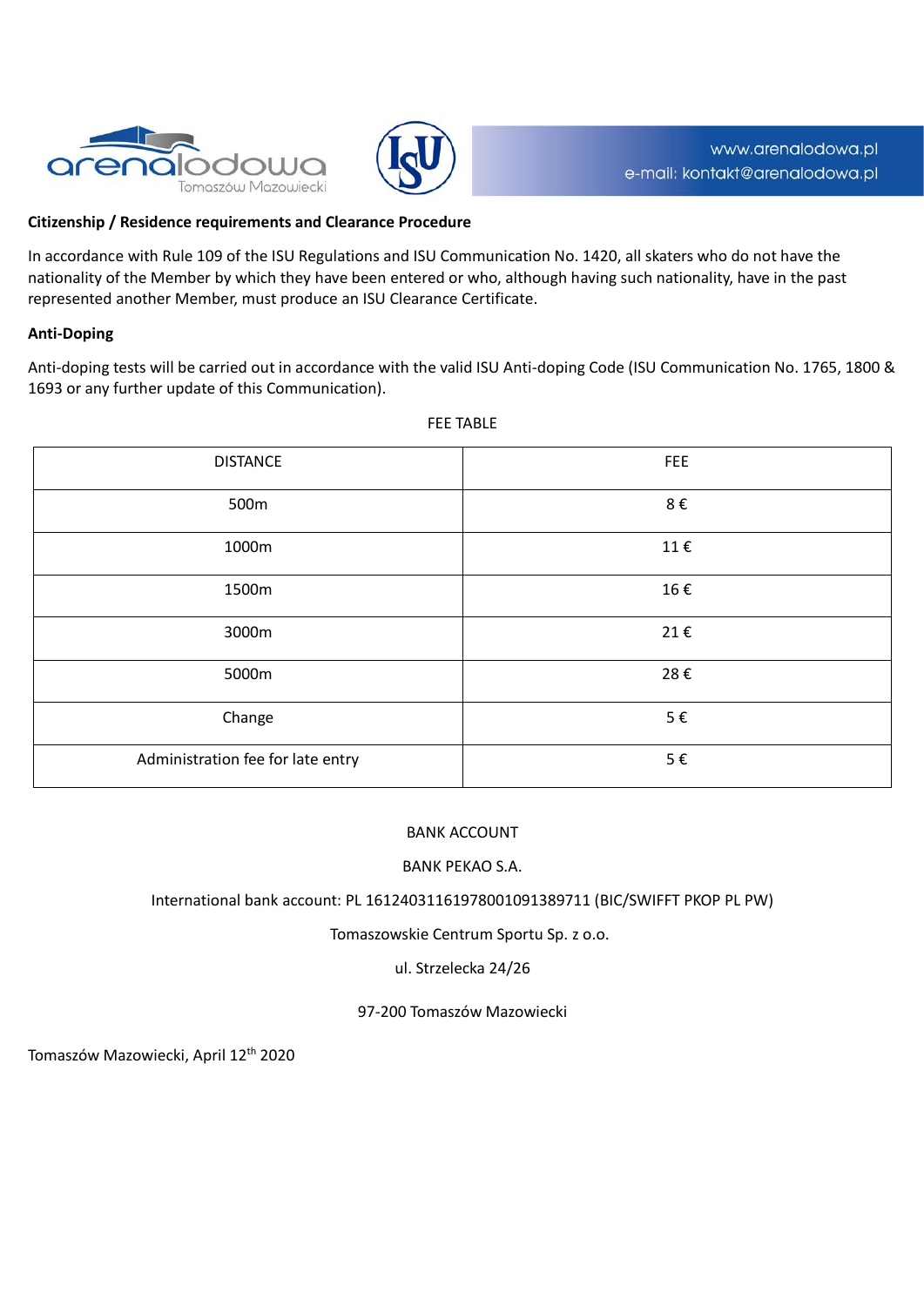**Citizenship / Residence requirements and Clearance Procedure**

In accordance with Rule 109 of the ISU Regulations and ISU Communication No. 1420, all skaters who do not have the nationality of the Member by which they have been entered or who, although having such nationality, have in the past represented another Member, must produce an ISU Clearance Certificate.

**Anti-Doping**

Anti-doping tests will be carried out in accordance with the valid ISU Anti-doping Code (ISU Communication No. 1765, 1800 & 1693 or any further update of this Communication).

FEE TABLE

| DISTANCE | FEE |
|---|---|
| 500m | 8 € |
| 1000m | 11 € |
| 1500m | 16 € |
| 3000m | 21 € |
| 5000m | 28 € |
| Change | 5 € |
| Administration fee for late entry | 5 € |

BANK ACCOUNT

BANK PEKAO S.A.

International bank account: PL 16124031161978001091389711 (BIC/SWIFFT PKOP PL PW)

Tomaszowskie Centrum Sportu Sp. z o.o.

ul. Strzelecka 24/26

97-200 Tomaszów Mazowiecki

Tomaszów Mazowiecki, April 12th 2020